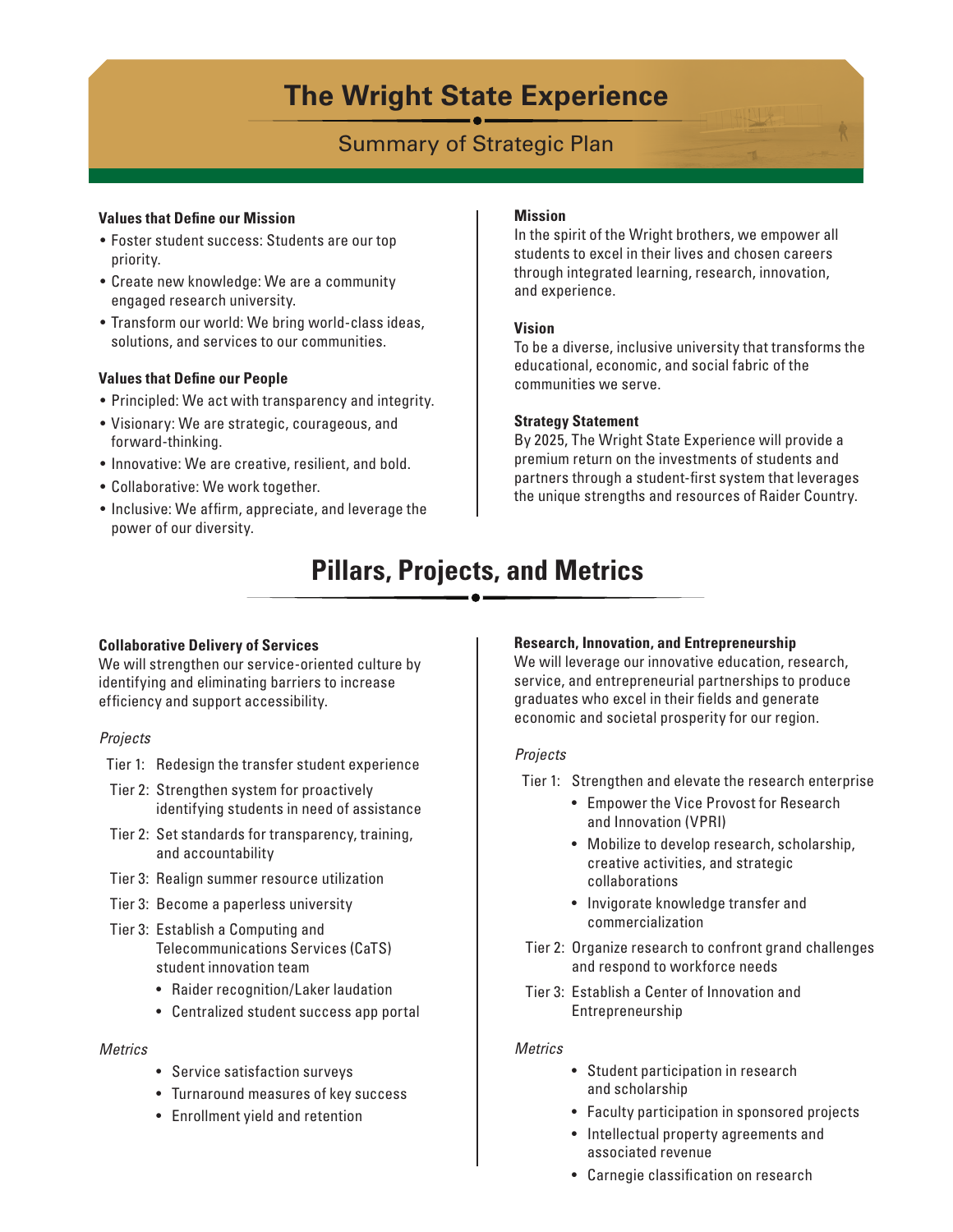# The Wright State Experience

## Summary of Strategic Plan

### Values that Define our Mission

- Foster student success: Students are our top priority.
- Create new knowledge: We are a community engaged research university.
- Transform our world: We bring world-class ideas, solutions, and services to our communities.

### Values that Define our People

- Principled: We act with transparency and integrity.
- Visionary: We are strategic, courageous, and forward-thinking.
- Innovative: We are creative, resilient, and bold.
- Collaborative: We work together.
- Inclusive: We affirm, appreciate, and leverage the power of our diversity.

### Mission

In the spirit of the Wright brothers, we empower all students to excel in their lives and chosen careers through integrated learning, research, innovation, and experience.

### Vision

To be a diverse, inclusive university that transforms the educational, economic, and social fabric of the communities we serve.

### Strategy Statement

By 2025, The Wright State Experience will provide a premium return on the investments of students and partners through a student-first system that leverages the unique strengths and resources of Raider Country.

## Pillars, Projects, and Metrics

### Collaborative Delivery of Services

We will strengthen our service-oriented culture by identifying and eliminating barriers to increase efficiency and support accessibility.

*Projects*

- Tier 1: Redesign the transfer student experience
- Tier 2: Strengthen system for proactively identifying students in need of assistance
- Tier 2: Set standards for transparency, training, and accountability
- Tier 3: Realign summer resource utilization
- Tier 3: Become a paperless university
- Tier 3: Establish a Computing and Telecommunications Services (CaTS) student innovation team
  - Raider recognition/Laker laudation
  - Centralized student success app portal

*Metrics*

- Service satisfaction surveys
- Turnaround measures of key success
- Enrollment yield and retention

### Research, Innovation, and Entrepreneurship

We will leverage our innovative education, research, service, and entrepreneurial partnerships to produce graduates who excel in their fields and generate economic and societal prosperity for our region.

*Projects*

- Tier 1: Strengthen and elevate the research enterprise
  - Empower the Vice Provost for Research and Innovation (VPRI)
  - Mobilize to develop research, scholarship, creative activities, and strategic collaborations
  - Invigorate knowledge transfer and commercialization
- Tier 2: Organize research to confront grand challenges and respond to workforce needs
- Tier 3: Establish a Center of Innovation and Entrepreneurship

*Metrics*

- Student participation in research and scholarship
- Faculty participation in sponsored projects
- Intellectual property agreements and associated revenue
- Carnegie classification on research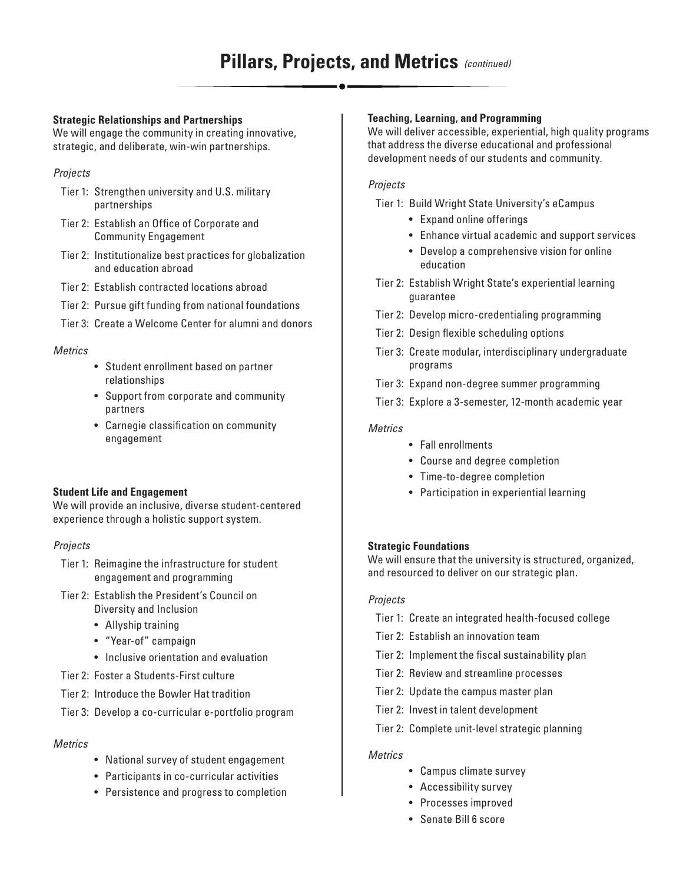# Pillars, Projects, and Metrics *(continued)*

**Strategic Relationships and Partnerships**
We will engage the community in creating innovative, strategic, and deliberate, win-win partnerships.

*Projects*

- Tier 1: Strengthen university and U.S. military partnerships
- Tier 2: Establish an Office of Corporate and Community Engagement
- Tier 2: Institutionalize best practices for globalization and education abroad
- Tier 2: Establish contracted locations abroad
- Tier 2: Pursue gift funding from national foundations
- Tier 3: Create a Welcome Center for alumni and donors

*Metrics*

- Student enrollment based on partner relationships
- Support from corporate and community partners
- Carnegie classification on community engagement

**Student Life and Engagement**
We will provide an inclusive, diverse student-centered experience through a holistic support system.

*Projects*

- Tier 1: Reimagine the infrastructure for student engagement and programming
- Tier 2: Establish the President's Council on Diversity and Inclusion
  - Allyship training
  - "Year-of" campaign
  - Inclusive orientation and evaluation
- Tier 2: Foster a Students-First culture
- Tier 2: Introduce the Bowler Hat tradition
- Tier 3: Develop a co-curricular e-portfolio program

*Metrics*

- National survey of student engagement
- Participants in co-curricular activities
- Persistence and progress to completion

**Teaching, Learning, and Programming**
We will deliver accessible, experiential, high quality programs that address the diverse educational and professional development needs of our students and community.

*Projects*

- Tier 1: Build Wright State University's eCampus
  - Expand online offerings
  - Enhance virtual academic and support services
  - Develop a comprehensive vision for online education
- Tier 2: Establish Wright State's experiential learning guarantee
- Tier 2: Develop micro-credentialing programming
- Tier 2: Design flexible scheduling options
- Tier 3: Create modular, interdisciplinary undergraduate programs
- Tier 3: Expand non-degree summer programming
- Tier 3: Explore a 3-semester, 12-month academic year

*Metrics*

- Fall enrollments
- Course and degree completion
- Time-to-degree completion
- Participation in experiential learning

**Strategic Foundations**
We will ensure that the university is structured, organized, and resourced to deliver on our strategic plan.

*Projects*

- Tier 1: Create an integrated health-focused college
- Tier 2: Establish an innovation team
- Tier 2: Implement the fiscal sustainability plan
- Tier 2: Review and streamline processes
- Tier 2: Update the campus master plan
- Tier 2: Invest in talent development
- Tier 2: Complete unit-level strategic planning

*Metrics*

- Campus climate survey
- Accessibility survey
- Processes improved
- Senate Bill 6 score